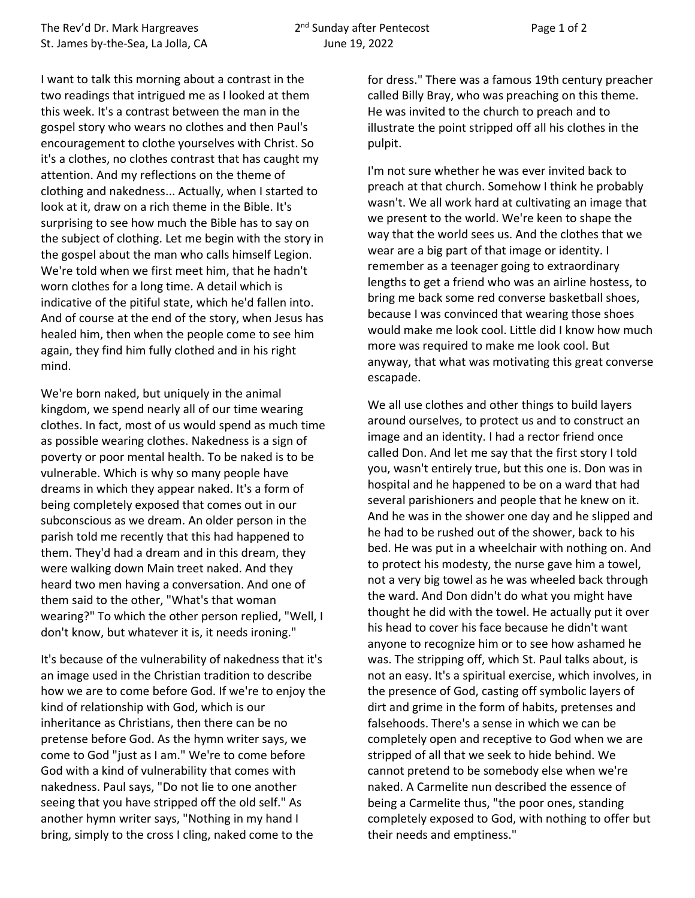I want to talk this morning about a contrast in the two readings that intrigued me as I looked at them this week. It's a contrast between the man in the gospel story who wears no clothes and then Paul's encouragement to clothe yourselves with Christ. So it's a clothes, no clothes contrast that has caught my attention. And my reflections on the theme of clothing and nakedness... Actually, when I started to look at it, draw on a rich theme in the Bible. It's surprising to see how much the Bible has to say on the subject of clothing. Let me begin with the story in the gospel about the man who calls himself Legion. We're told when we first meet him, that he hadn't worn clothes for a long time. A detail which is indicative of the pitiful state, which he'd fallen into. And of course at the end of the story, when Jesus has healed him, then when the people come to see him again, they find him fully clothed and in his right mind.

We're born naked, but uniquely in the animal kingdom, we spend nearly all of our time wearing clothes. In fact, most of us would spend as much time as possible wearing clothes. Nakedness is a sign of poverty or poor mental health. To be naked is to be vulnerable. Which is why so many people have dreams in which they appear naked. It's a form of being completely exposed that comes out in our subconscious as we dream. An older person in the parish told me recently that this had happened to them. They'd had a dream and in this dream, they were walking down Main treet naked. And they heard two men having a conversation. And one of them said to the other, "What's that woman wearing?" To which the other person replied, "Well, I don't know, but whatever it is, it needs ironing."

It's because of the vulnerability of nakedness that it's an image used in the Christian tradition to describe how we are to come before God. If we're to enjoy the kind of relationship with God, which is our inheritance as Christians, then there can be no pretense before God. As the hymn writer says, we come to God "just as I am." We're to come before God with a kind of vulnerability that comes with nakedness. Paul says, "Do not lie to one another seeing that you have stripped off the old self." As another hymn writer says, "Nothing in my hand I bring, simply to the cross I cling, naked come to the for dress." There was a famous 19th century preacher called Billy Bray, who was preaching on this theme. He was invited to the church to preach and to illustrate the point stripped off all his clothes in the pulpit.

I'm not sure whether he was ever invited back to preach at that church. Somehow I think he probably wasn't. We all work hard at cultivating an image that we present to the world. We're keen to shape the way that the world sees us. And the clothes that we wear are a big part of that image or identity. I remember as a teenager going to extraordinary lengths to get a friend who was an airline hostess, to bring me back some red converse basketball shoes, because I was convinced that wearing those shoes would make me look cool. Little did I know how much more was required to make me look cool. But anyway, that what was motivating this great converse escapade.

We all use clothes and other things to build layers around ourselves, to protect us and to construct an image and an identity. I had a rector friend once called Don. And let me say that the first story I told you, wasn't entirely true, but this one is. Don was in hospital and he happened to be on a ward that had several parishioners and people that he knew on it. And he was in the shower one day and he slipped and he had to be rushed out of the shower, back to his bed. He was put in a wheelchair with nothing on. And to protect his modesty, the nurse gave him a towel, not a very big towel as he was wheeled back through the ward. And Don didn't do what you might have thought he did with the towel. He actually put it over his head to cover his face because he didn't want anyone to recognize him or to see how ashamed he was. The stripping off, which St. Paul talks about, is not an easy. It's a spiritual exercise, which involves, in the presence of God, casting off symbolic layers of dirt and grime in the form of habits, pretenses and falsehoods. There's a sense in which we can be completely open and receptive to God when we are stripped of all that we seek to hide behind. We cannot pretend to be somebody else when we're naked. A Carmelite nun described the essence of being a Carmelite thus, "the poor ones, standing completely exposed to God, with nothing to offer but their needs and emptiness."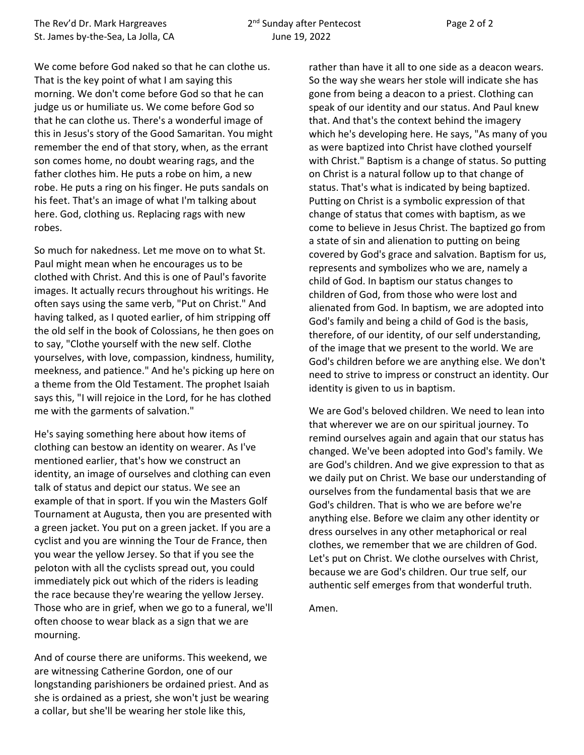We come before God naked so that he can clothe us. That is the key point of what I am saying this morning. We don't come before God so that he can judge us or humiliate us. We come before God so that he can clothe us. There's a wonderful image of this in Jesus's story of the Good Samaritan. You might remember the end of that story, when, as the errant son comes home, no doubt wearing rags, and the father clothes him. He puts a robe on him, a new robe. He puts a ring on his finger. He puts sandals on his feet. That's an image of what I'm talking about here. God, clothing us. Replacing rags with new robes.

So much for nakedness. Let me move on to what St. Paul might mean when he encourages us to be clothed with Christ. And this is one of Paul's favorite images. It actually recurs throughout his writings. He often says using the same verb, "Put on Christ." And having talked, as I quoted earlier, of him stripping off the old self in the book of Colossians, he then goes on to say, "Clothe yourself with the new self. Clothe yourselves, with love, compassion, kindness, humility, meekness, and patience." And he's picking up here on a theme from the Old Testament. The prophet Isaiah says this, "I will rejoice in the Lord, for he has clothed me with the garments of salvation."

He's saying something here about how items of clothing can bestow an identity on wearer. As I've mentioned earlier, that's how we construct an identity, an image of ourselves and clothing can even talk of status and depict our status. We see an example of that in sport. If you win the Masters Golf Tournament at Augusta, then you are presented with a green jacket. You put on a green jacket. If you are a cyclist and you are winning the Tour de France, then you wear the yellow Jersey. So that if you see the peloton with all the cyclists spread out, you could immediately pick out which of the riders is leading the race because they're wearing the yellow Jersey. Those who are in grief, when we go to a funeral, we'll often choose to wear black as a sign that we are mourning.

And of course there are uniforms. This weekend, we are witnessing Catherine Gordon, one of our longstanding parishioners be ordained priest. And as she is ordained as a priest, she won't just be wearing a collar, but she'll be wearing her stole like this, rather than have it all to one side as a deacon wears. So the way she wears her stole will indicate she has gone from being a deacon to a priest. Clothing can speak of our identity and our status. And Paul knew that. And that's the context behind the imagery which he's developing here. He says, "As many of you as were baptized into Christ have clothed yourself with Christ." Baptism is a change of status. So putting on Christ is a natural follow up to that change of status. That's what is indicated by being baptized. Putting on Christ is a symbolic expression of that change of status that comes with baptism, as we come to believe in Jesus Christ. The baptized go from a state of sin and alienation to putting on being covered by God's grace and salvation. Baptism for us, represents and symbolizes who we are, namely a child of God. In baptism our status changes to children of God, from those who were lost and alienated from God. In baptism, we are adopted into God's family and being a child of God is the basis, therefore, of our identity, of our self understanding, of the image that we present to the world. We are God's children before we are anything else. We don't need to strive to impress or construct an identity. Our identity is given to us in baptism.

We are God's beloved children. We need to lean into that wherever we are on our spiritual journey. To remind ourselves again and again that our status has changed. We've been adopted into God's family. We are God's children. And we give expression to that as we daily put on Christ. We base our understanding of ourselves from the fundamental basis that we are God's children. That is who we are before we're anything else. Before we claim any other identity or dress ourselves in any other metaphorical or real clothes, we remember that we are children of God. Let's put on Christ. We clothe ourselves with Christ, because we are God's children. Our true self, our authentic self emerges from that wonderful truth.

Amen.